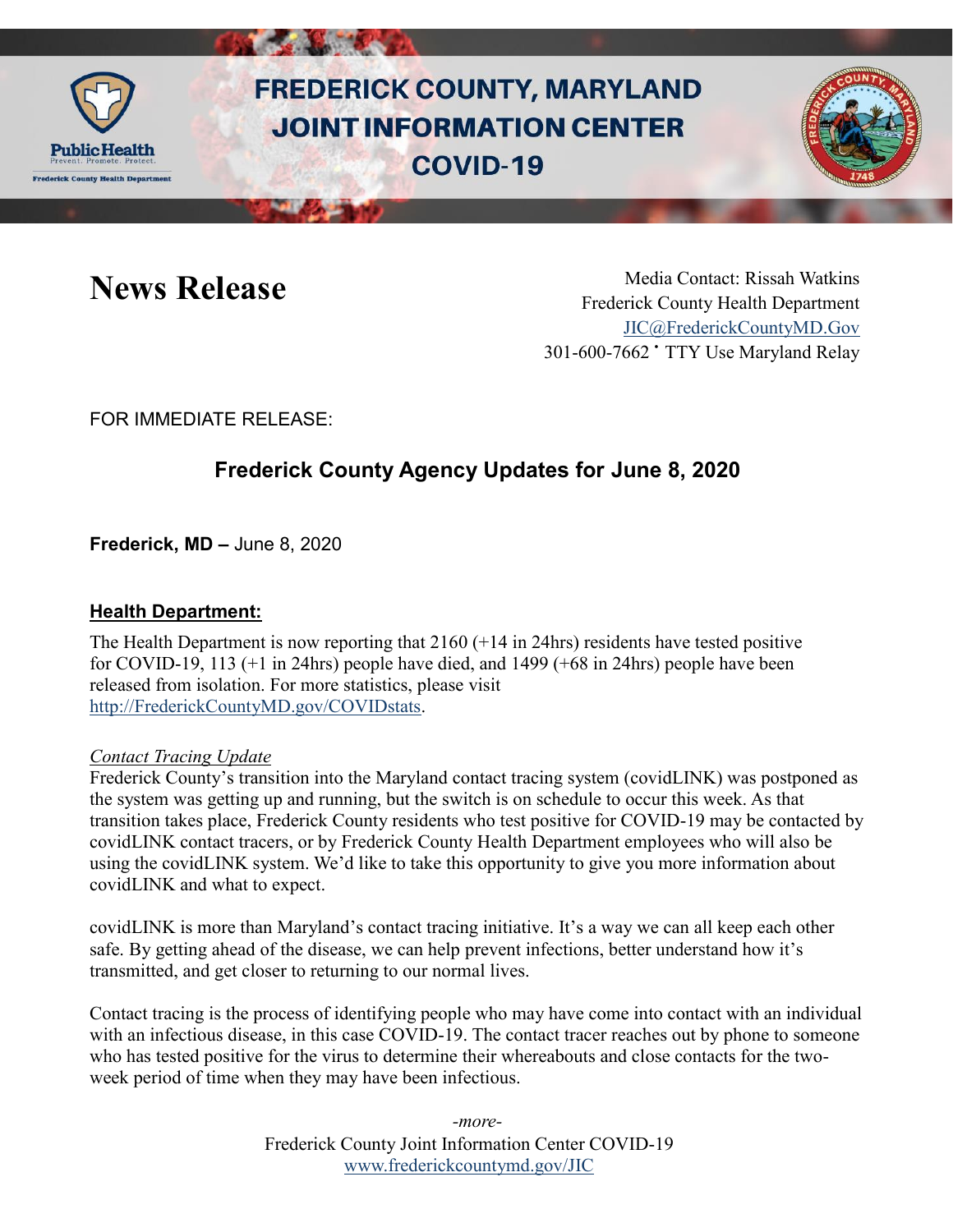# FREDERICK COUNTY, MARYLAND JOINT INFORMATION CENTER COVID-19

# News Release

Media Contact: Rissah Watkins
Frederick County Health Department
JIC@FrederickCountyMD.Gov
301-600-7662 • TTY Use Maryland Relay

FOR IMMEDIATE RELEASE:

## Frederick County Agency Updates for June 8, 2020

**Frederick, MD –** June 8, 2020

### Health Department:

The Health Department is now reporting that 2160 (+14 in 24hrs) residents have tested positive for COVID-19, 113 (+1 in 24hrs) people have died, and 1499 (+68 in 24hrs) people have been released from isolation. For more statistics, please visit http://FrederickCountyMD.gov/COVIDstats.

*Contact Tracing Update*

Frederick County's transition into the Maryland contact tracing system (covidLINK) was postponed as the system was getting up and running, but the switch is on schedule to occur this week. As that transition takes place, Frederick County residents who test positive for COVID-19 may be contacted by covidLINK contact tracers, or by Frederick County Health Department employees who will also be using the covidLINK system. We'd like to take this opportunity to give you more information about covidLINK and what to expect.

covidLINK is more than Maryland's contact tracing initiative. It's a way we can all keep each other safe. By getting ahead of the disease, we can help prevent infections, better understand how it's transmitted, and get closer to returning to our normal lives.

Contact tracing is the process of identifying people who may have come into contact with an individual with an infectious disease, in this case COVID-19. The contact tracer reaches out by phone to someone who has tested positive for the virus to determine their whereabouts and close contacts for the two-week period of time when they may have been infectious.

*-more-*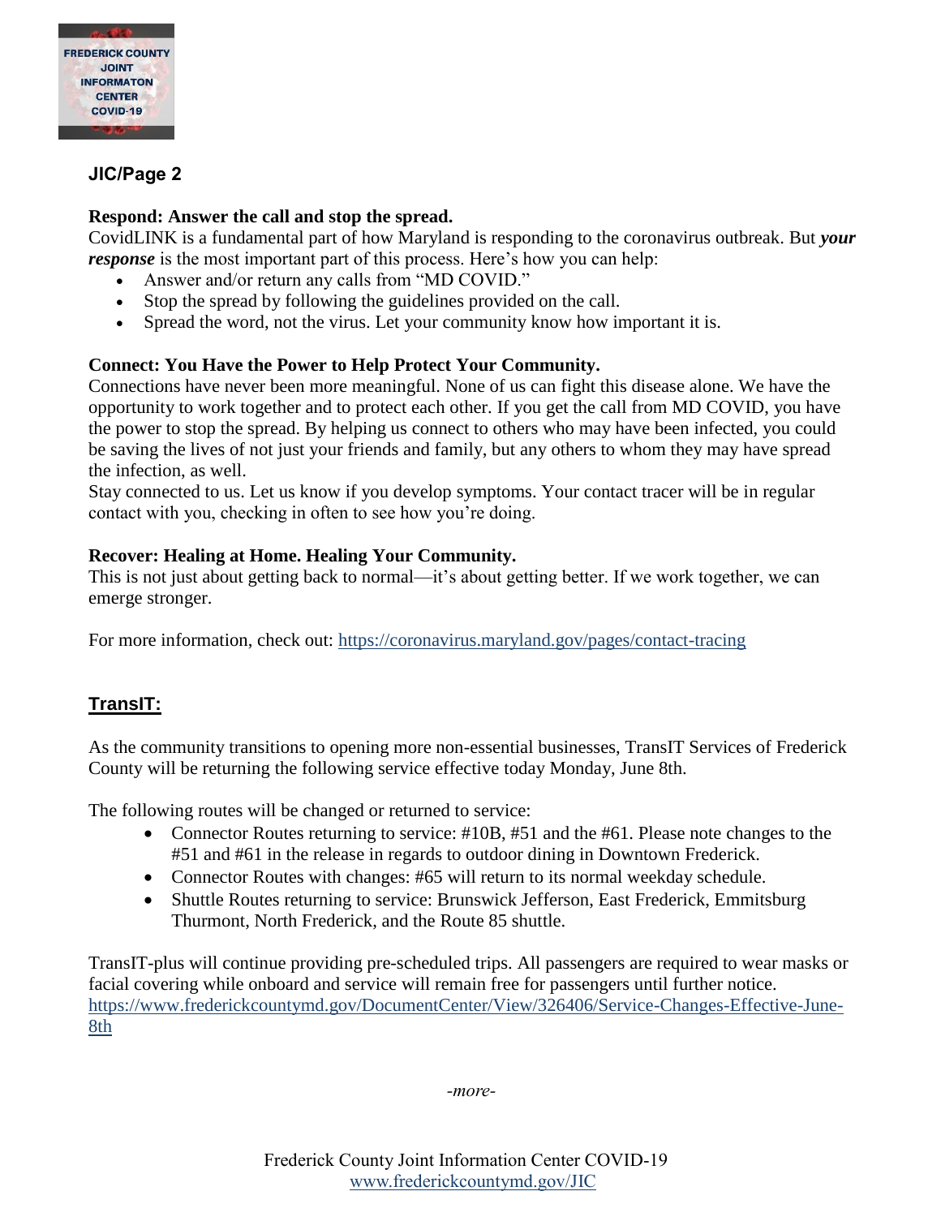**Respond: Answer the call and stop the spread.**
CovidLINK is a fundamental part of how Maryland is responding to the coronavirus outbreak. But ***your response*** is the most important part of this process. Here's how you can help:

- Answer and/or return any calls from "MD COVID."
- Stop the spread by following the guidelines provided on the call.
- Spread the word, not the virus. Let your community know how important it is.

**Connect: You Have the Power to Help Protect Your Community.**
Connections have never been more meaningful. None of us can fight this disease alone. We have the opportunity to work together and to protect each other. If you get the call from MD COVID, you have the power to stop the spread. By helping us connect to others who may have been infected, you could be saving the lives of not just your friends and family, but any others to whom they may have spread the infection, as well.
Stay connected to us. Let us know if you develop symptoms. Your contact tracer will be in regular contact with you, checking in often to see how you're doing.

**Recover: Healing at Home. Healing Your Community.**
This is not just about getting back to normal—it's about getting better. If we work together, we can emerge stronger.

For more information, check out: https://coronavirus.maryland.gov/pages/contact-tracing

## TransIT:

As the community transitions to opening more non-essential businesses, TransIT Services of Frederick County will be returning the following service effective today Monday, June 8th.

The following routes will be changed or returned to service:

- Connector Routes returning to service: #10B, #51 and the #61. Please note changes to the #51 and #61 in the release in regards to outdoor dining in Downtown Frederick.
- Connector Routes with changes: #65 will return to its normal weekday schedule.
- Shuttle Routes returning to service: Brunswick Jefferson, East Frederick, Emmitsburg Thurmont, North Frederick, and the Route 85 shuttle.

TransIT-plus will continue providing pre-scheduled trips. All passengers are required to wear masks or facial covering while onboard and service will remain free for passengers until further notice.
https://www.frederickcountymd.gov/DocumentCenter/View/326406/Service-Changes-Effective-June-8th

*-more-*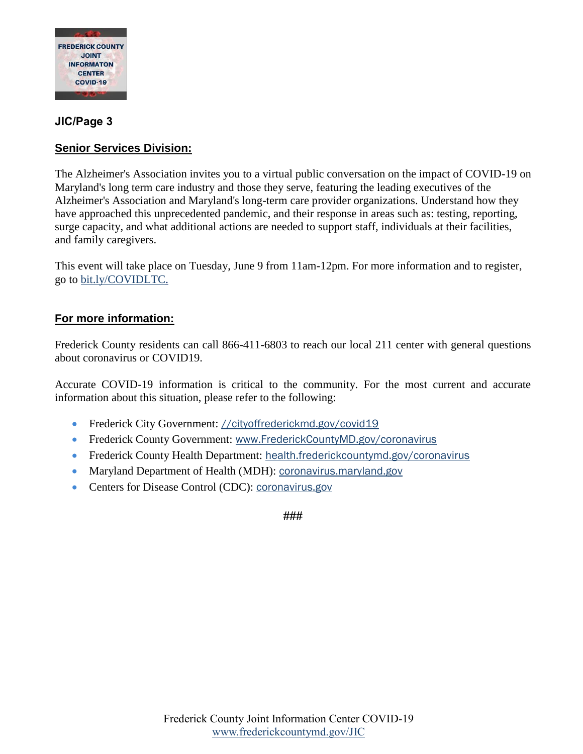**JIC/Page 3**

## Senior Services Division:

The Alzheimer's Association invites you to a virtual public conversation on the impact of COVID-19 on Maryland's long term care industry and those they serve, featuring the leading executives of the Alzheimer's Association and Maryland's long-term care provider organizations. Understand how they have approached this unprecedented pandemic, and their response in areas such as: testing, reporting, surge capacity, and what additional actions are needed to support staff, individuals at their facilities, and family caregivers.

This event will take place on Tuesday, June 9 from 11am-12pm. For more information and to register, go to bit.ly/COVIDLTC.

## For more information:

Frederick County residents can call 866-411-6803 to reach our local 211 center with general questions about coronavirus or COVID19.

Accurate COVID-19 information is critical to the community. For the most current and accurate information about this situation, please refer to the following:

- Frederick City Government: //cityoffrederickmd.gov/covid19
- Frederick County Government: www.FrederickCountyMD.gov/coronavirus
- Frederick County Health Department: health.frederickcountymd.gov/coronavirus
- Maryland Department of Health (MDH): coronavirus.maryland.gov
- Centers for Disease Control (CDC): coronavirus.gov

###